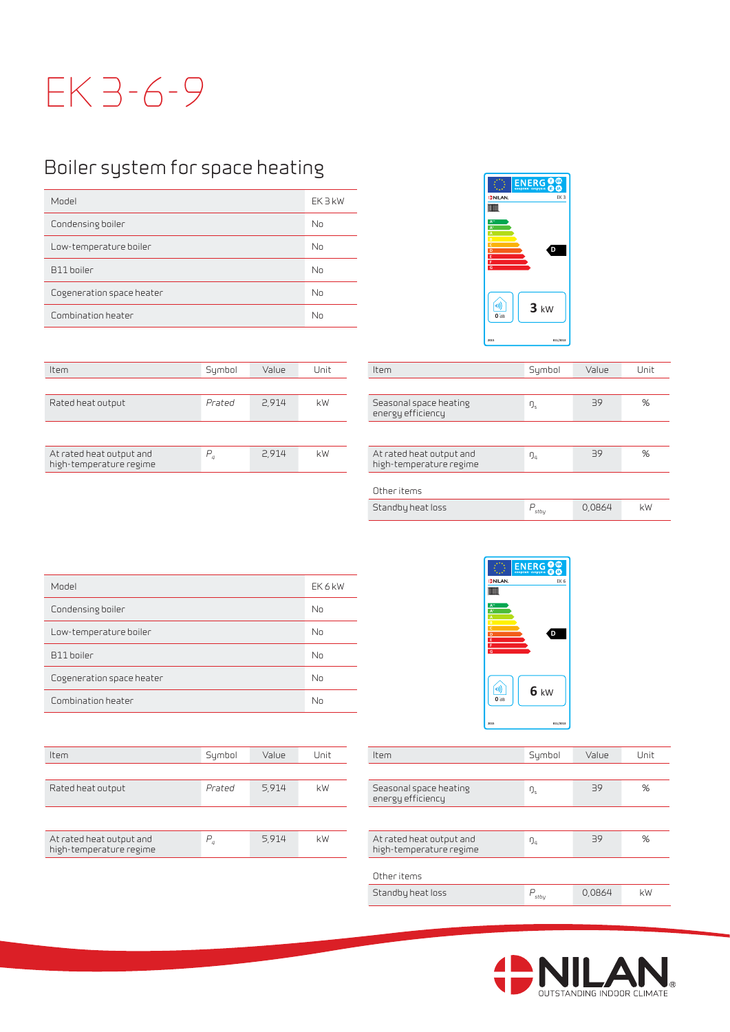# EK 3-6-9

## Boiler system for space heating

| Model | EK 3 kW |
|---|---|
| Condensing boiler | No |
| Low-temperature boiler | No |
| B11 boiler | No |
| Cogeneration space heater | No |
| Combination heater | No |

| Item | Symbol | Value | Unit |
|---|---|---|---|
| Rated heat output | *Prated* | 2,914 | kW |
| At rated heat output and high-temperature regime | $P_4$ | 2,914 | kW |

| Item | Symbol | Value | Unit |
|---|---|---|---|
| Seasonal space heating energy efficiency | $\eta_s$ | 39 | % |
| At rated heat output and high-temperature regime | $\eta_4$ | 39 | % |
| Other items | | | |
| Standby heat loss | $P_{stby}$ | 0,0864 | kW |

| Model | EK 6 kW |
|---|---|
| Condensing boiler | No |
| Low-temperature boiler | No |
| B11 boiler | No |
| Cogeneration space heater | No |
| Combination heater | No |

| Item | Symbol | Value | Unit |
|---|---|---|---|
| Rated heat output | *Prated* | 5,914 | kW |
| At rated heat output and high-temperature regime | $P_4$ | 5,914 | kW |

| Item | Symbol | Value | Unit |
|---|---|---|---|
| Seasonal space heating energy efficiency | $\eta_s$ | 39 | % |
| At rated heat output and high-temperature regime | $\eta_4$ | 39 | % |
| Other items | | | |
| Standby heat loss | $P_{stby}$ | 0,0864 | kW |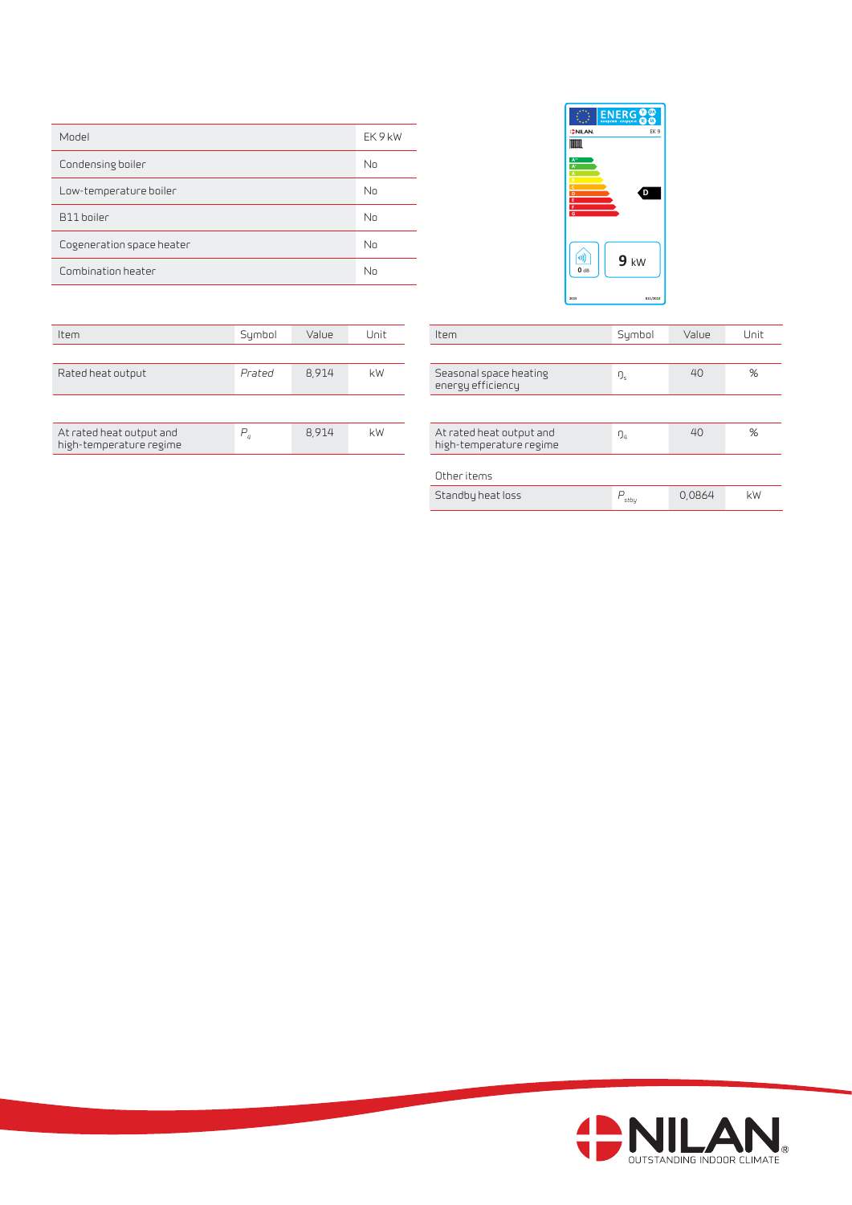| | |
|---|---|
| Model | EK 9 kW |
| Condensing boiler | No |
| Low-temperature boiler | No |
| B11 boiler | No |
| Cogeneration space heater | No |
| Combination heater | No |

ENERG

NILAN

EK 9

D

0 dB

9 kW

2015

811/2013

| Item | Symbol | Value | Unit |
|---|---|---|---|
| Rated heat output | *Prated* | 8,914 | kW |
| At rated heat output and high-temperature regime | $P_4$ | 8,914 | kW |

| Item | Symbol | Value | Unit |
|---|---|---|---|
| Seasonal space heating energy efficiency | $\eta_s$ | 40 | % |
| At rated heat output and high-temperature regime | $\eta_4$ | 40 | % |
| Other items | | | |
| Standby heat loss | $P_{stby}$ | 0,0864 | kW |

NILAN OUTSTANDING INDOOR CLIMATE